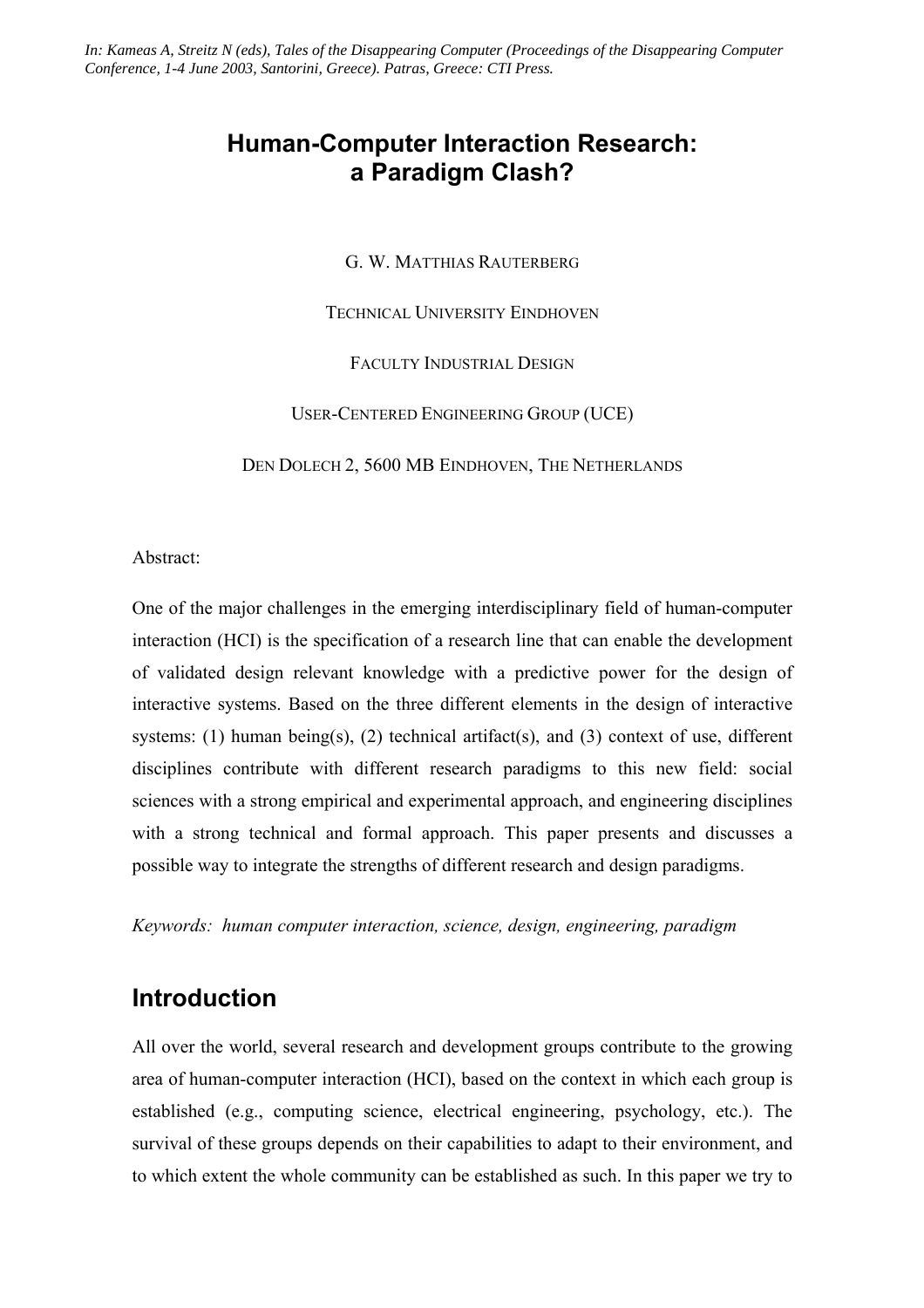*In: Kameas A, Streitz N (eds), Tales of the Disappearing Computer (Proceedings of the Disappearing Computer Conference, 1-4 June 2003, Santorini, Greece). Patras, Greece: CTI Press.*

# Human-Computer Interaction Research: a Paradigm Clash?

G. W. MATTHIAS RAUTERBERG

TECHNICAL UNIVERSITY EINDHOVEN

FACULTY INDUSTRIAL DESIGN

USER-CENTERED ENGINEERING GROUP (UCE)

DEN DOLECH 2, 5600 MB EINDHOVEN, THE NETHERLANDS

Abstract:

One of the major challenges in the emerging interdisciplinary field of human-computer interaction (HCI) is the specification of a research line that can enable the development of validated design relevant knowledge with a predictive power for the design of interactive systems. Based on the three different elements in the design of interactive systems: (1) human being(s), (2) technical artifact(s), and (3) context of use, different disciplines contribute with different research paradigms to this new field: social sciences with a strong empirical and experimental approach, and engineering disciplines with a strong technical and formal approach. This paper presents and discusses a possible way to integrate the strengths of different research and design paradigms.

*Keywords: human computer interaction, science, design, engineering, paradigm*

## Introduction

All over the world, several research and development groups contribute to the growing area of human-computer interaction (HCI), based on the context in which each group is established (e.g., computing science, electrical engineering, psychology, etc.). The survival of these groups depends on their capabilities to adapt to their environment, and to which extent the whole community can be established as such. In this paper we try to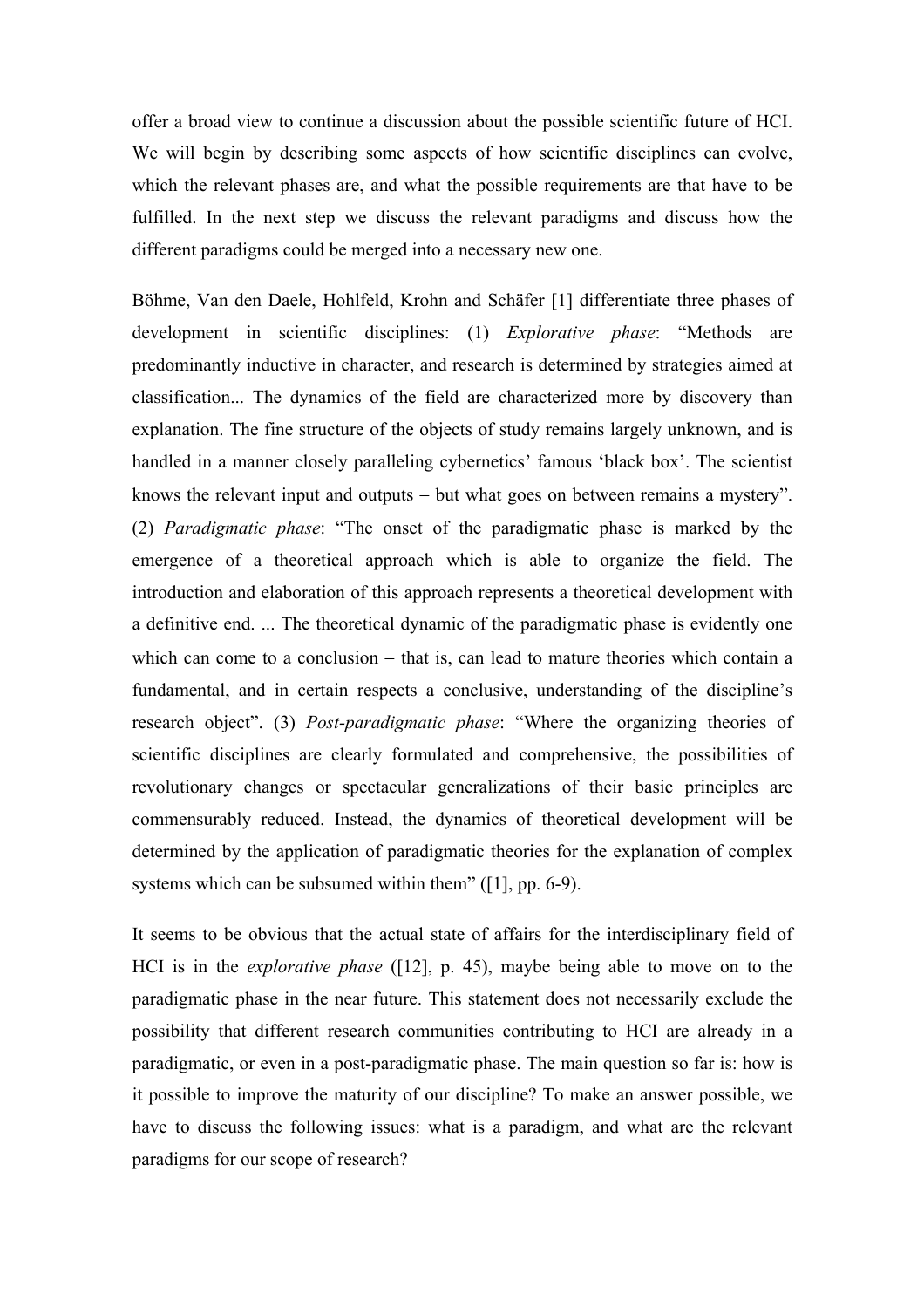offer a broad view to continue a discussion about the possible scientific future of HCI. We will begin by describing some aspects of how scientific disciplines can evolve, which the relevant phases are, and what the possible requirements are that have to be fulfilled. In the next step we discuss the relevant paradigms and discuss how the different paradigms could be merged into a necessary new one.

Böhme, Van den Daele, Hohlfeld, Krohn and Schäfer [1] differentiate three phases of development in scientific disciplines: (1) *Explorative phase*: "Methods are predominantly inductive in character, and research is determined by strategies aimed at classification... The dynamics of the field are characterized more by discovery than explanation. The fine structure of the objects of study remains largely unknown, and is handled in a manner closely paralleling cybernetics' famous 'black box'. The scientist knows the relevant input and outputs – but what goes on between remains a mystery". (2) *Paradigmatic phase*: "The onset of the paradigmatic phase is marked by the emergence of a theoretical approach which is able to organize the field. The introduction and elaboration of this approach represents a theoretical development with a definitive end. ... The theoretical dynamic of the paradigmatic phase is evidently one which can come to a conclusion – that is, can lead to mature theories which contain a fundamental, and in certain respects a conclusive, understanding of the discipline's research object". (3) *Post-paradigmatic phase*: "Where the organizing theories of scientific disciplines are clearly formulated and comprehensive, the possibilities of revolutionary changes or spectacular generalizations of their basic principles are commensurably reduced. Instead, the dynamics of theoretical development will be determined by the application of paradigmatic theories for the explanation of complex systems which can be subsumed within them" ([1], pp. 6-9).

It seems to be obvious that the actual state of affairs for the interdisciplinary field of HCI is in the *explorative phase* ([12], p. 45), maybe being able to move on to the paradigmatic phase in the near future. This statement does not necessarily exclude the possibility that different research communities contributing to HCI are already in a paradigmatic, or even in a post-paradigmatic phase. The main question so far is: how is it possible to improve the maturity of our discipline? To make an answer possible, we have to discuss the following issues: what is a paradigm, and what are the relevant paradigms for our scope of research?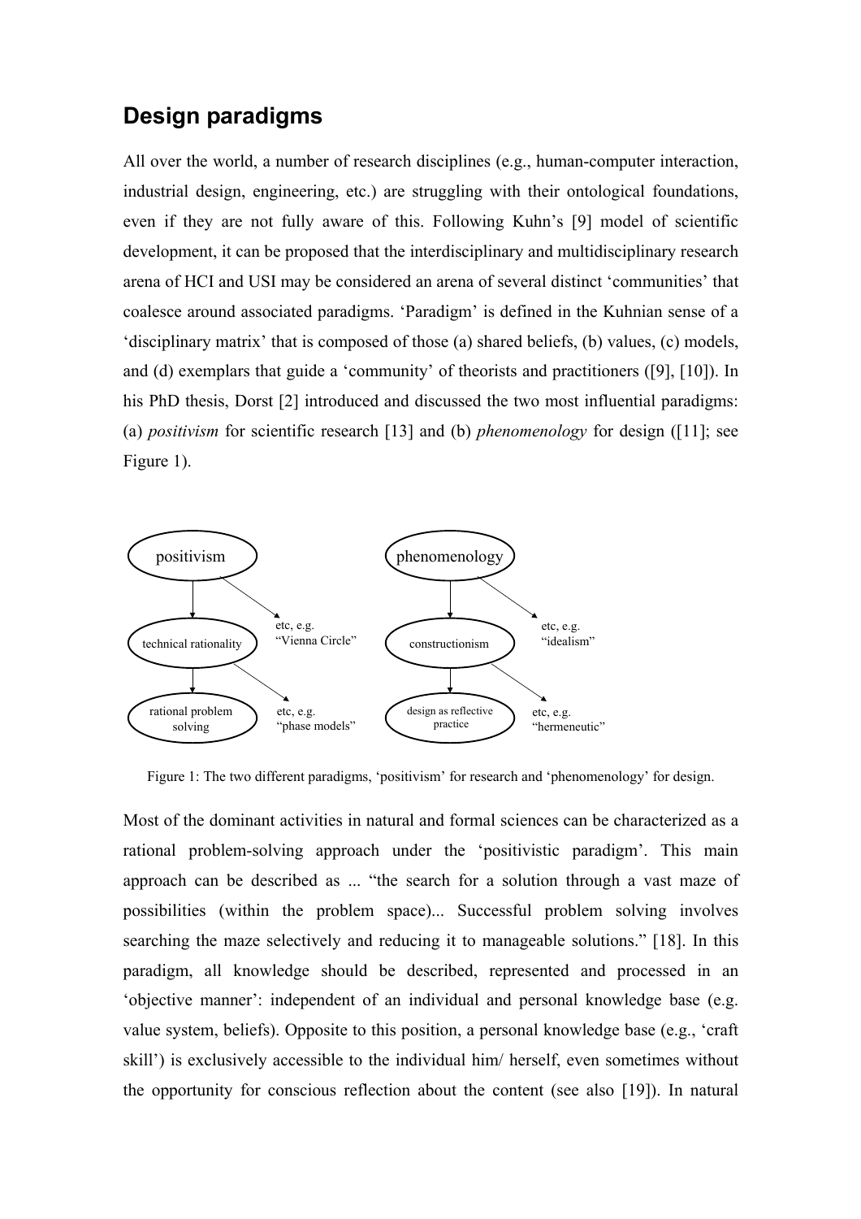## Design paradigms

All over the world, a number of research disciplines (e.g., human-computer interaction, industrial design, engineering, etc.) are struggling with their ontological foundations, even if they are not fully aware of this. Following Kuhn's [9] model of scientific development, it can be proposed that the interdisciplinary and multidisciplinary research arena of HCI and USI may be considered an arena of several distinct 'communities' that coalesce around associated paradigms. 'Paradigm' is defined in the Kuhnian sense of a 'disciplinary matrix' that is composed of those (a) shared beliefs, (b) values, (c) models, and (d) exemplars that guide a 'community' of theorists and practitioners ([9], [10]). In his PhD thesis, Dorst [2] introduced and discussed the two most influential paradigms: (a) *positivism* for scientific research [13] and (b) *phenomenology* for design ([11]; see Figure 1).

positivism → technical rationality → rational problem solving; positivism → etc, e.g. "Vienna Circle"; technical rationality → etc, e.g. "phase models"

phenomenology → constructionism → design as reflective practice; phenomenology → etc, e.g. "idealism"; constructionism → etc, e.g. "hermeneutic"

Figure 1: The two different paradigms, 'positivism' for research and 'phenomenology' for design.

Most of the dominant activities in natural and formal sciences can be characterized as a rational problem-solving approach under the 'positivistic paradigm'. This main approach can be described as ... "the search for a solution through a vast maze of possibilities (within the problem space)... Successful problem solving involves searching the maze selectively and reducing it to manageable solutions." [18]. In this paradigm, all knowledge should be described, represented and processed in an 'objective manner': independent of an individual and personal knowledge base (e.g. value system, beliefs). Opposite to this position, a personal knowledge base (e.g., 'craft skill') is exclusively accessible to the individual him/ herself, even sometimes without the opportunity for conscious reflection about the content (see also [19]). In natural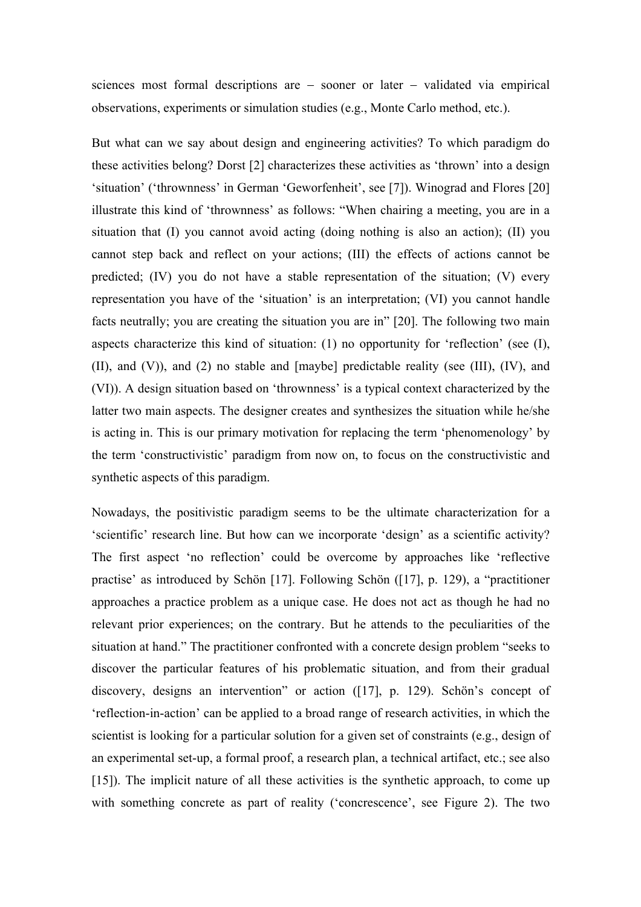sciences most formal descriptions are – sooner or later – validated via empirical observations, experiments or simulation studies (e.g., Monte Carlo method, etc.).

But what can we say about design and engineering activities? To which paradigm do these activities belong? Dorst [2] characterizes these activities as 'thrown' into a design 'situation' ('thrownness' in German 'Geworfenheit', see [7]). Winograd and Flores [20] illustrate this kind of 'thrownness' as follows: "When chairing a meeting, you are in a situation that (I) you cannot avoid acting (doing nothing is also an action); (II) you cannot step back and reflect on your actions; (III) the effects of actions cannot be predicted; (IV) you do not have a stable representation of the situation; (V) every representation you have of the 'situation' is an interpretation; (VI) you cannot handle facts neutrally; you are creating the situation you are in" [20]. The following two main aspects characterize this kind of situation: (1) no opportunity for 'reflection' (see (I), (II), and (V)), and (2) no stable and [maybe] predictable reality (see (III), (IV), and (VI)). A design situation based on 'thrownness' is a typical context characterized by the latter two main aspects. The designer creates and synthesizes the situation while he/she is acting in. This is our primary motivation for replacing the term 'phenomenology' by the term 'constructivistic' paradigm from now on, to focus on the constructivistic and synthetic aspects of this paradigm.

Nowadays, the positivistic paradigm seems to be the ultimate characterization for a 'scientific' research line. But how can we incorporate 'design' as a scientific activity? The first aspect 'no reflection' could be overcome by approaches like 'reflective practise' as introduced by Schön [17]. Following Schön ([17], p. 129), a "practitioner approaches a practice problem as a unique case. He does not act as though he had no relevant prior experiences; on the contrary. But he attends to the peculiarities of the situation at hand." The practitioner confronted with a concrete design problem "seeks to discover the particular features of his problematic situation, and from their gradual discovery, designs an intervention" or action ([17], p. 129). Schön's concept of 'reflection-in-action' can be applied to a broad range of research activities, in which the scientist is looking for a particular solution for a given set of constraints (e.g., design of an experimental set-up, a formal proof, a research plan, a technical artifact, etc.; see also [15]). The implicit nature of all these activities is the synthetic approach, to come up with something concrete as part of reality ('concrescence', see Figure 2). The two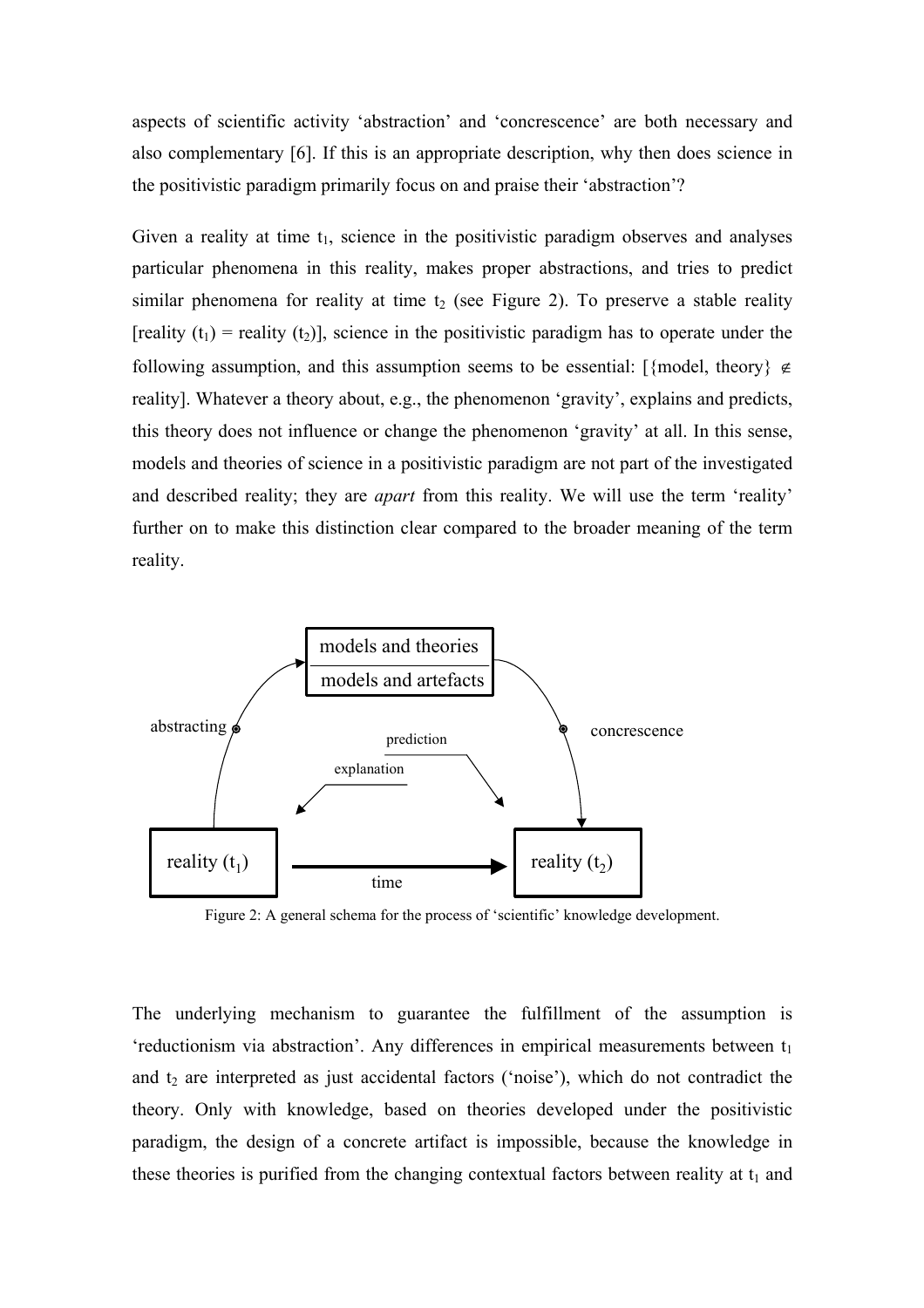aspects of scientific activity 'abstraction' and 'concrescence' are both necessary and also complementary [6]. If this is an appropriate description, why then does science in the positivistic paradigm primarily focus on and praise their 'abstraction'?

Given a reality at time $t_1$, science in the positivistic paradigm observes and analyses particular phenomena in this reality, makes proper abstractions, and tries to predict similar phenomena for reality at time $t_2$ (see Figure 2). To preserve a stable reality [reality ($t_1$) = reality ($t_2$)], science in the positivistic paradigm has to operate under the following assumption, and this assumption seems to be essential: [{model, theory} $\notin$ reality]. Whatever a theory about, e.g., the phenomenon 'gravity', explains and predicts, this theory does not influence or change the phenomenon 'gravity' at all. In this sense, models and theories of science in a positivistic paradigm are not part of the investigated and described reality; they are *apart* from this reality. We will use the term 'reality' further on to make this distinction clear compared to the broader meaning of the term reality.

Figure 2: A general schema for the process of 'scientific' knowledge development.

The underlying mechanism to guarantee the fulfillment of the assumption is 'reductionism via abstraction'. Any differences in empirical measurements between $t_1$ and $t_2$ are interpreted as just accidental factors ('noise'), which do not contradict the theory. Only with knowledge, based on theories developed under the positivistic paradigm, the design of a concrete artifact is impossible, because the knowledge in these theories is purified from the changing contextual factors between reality at $t_1$ and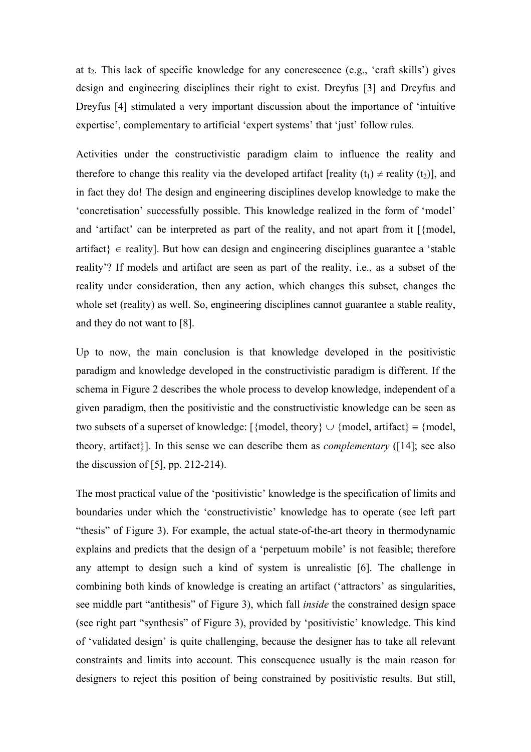at $t_2$. This lack of specific knowledge for any concrescence (e.g., 'craft skills') gives design and engineering disciplines their right to exist. Dreyfus [3] and Dreyfus and Dreyfus [4] stimulated a very important discussion about the importance of 'intuitive expertise', complementary to artificial 'expert systems' that 'just' follow rules.

Activities under the constructivistic paradigm claim to influence the reality and therefore to change this reality via the developed artifact [reality ($t_1$) $\neq$ reality ($t_2$)], and in fact they do! The design and engineering disciplines develop knowledge to make the 'concretisation' successfully possible. This knowledge realized in the form of 'model' and 'artifact' can be interpreted as part of the reality, and not apart from it [{model, artifact} $\in$ reality]. But how can design and engineering disciplines guarantee a 'stable reality'? If models and artifact are seen as part of the reality, i.e., as a subset of the reality under consideration, then any action, which changes this subset, changes the whole set (reality) as well. So, engineering disciplines cannot guarantee a stable reality, and they do not want to [8].

Up to now, the main conclusion is that knowledge developed in the positivistic paradigm and knowledge developed in the constructivistic paradigm is different. If the schema in Figure 2 describes the whole process to develop knowledge, independent of a given paradigm, then the positivistic and the constructivistic knowledge can be seen as two subsets of a superset of knowledge: [{model, theory} $\cup$ {model, artifact} $\equiv$ {model, theory, artifact}]. In this sense we can describe them as *complementary* ([14]; see also the discussion of [5], pp. 212-214).

The most practical value of the 'positivistic' knowledge is the specification of limits and boundaries under which the 'constructivistic' knowledge has to operate (see left part "thesis" of Figure 3). For example, the actual state-of-the-art theory in thermodynamic explains and predicts that the design of a 'perpetuum mobile' is not feasible; therefore any attempt to design such a kind of system is unrealistic [6]. The challenge in combining both kinds of knowledge is creating an artifact ('attractors' as singularities, see middle part "antithesis" of Figure 3), which fall *inside* the constrained design space (see right part "synthesis" of Figure 3), provided by 'positivistic' knowledge. This kind of 'validated design' is quite challenging, because the designer has to take all relevant constraints and limits into account. This consequence usually is the main reason for designers to reject this position of being constrained by positivistic results. But still,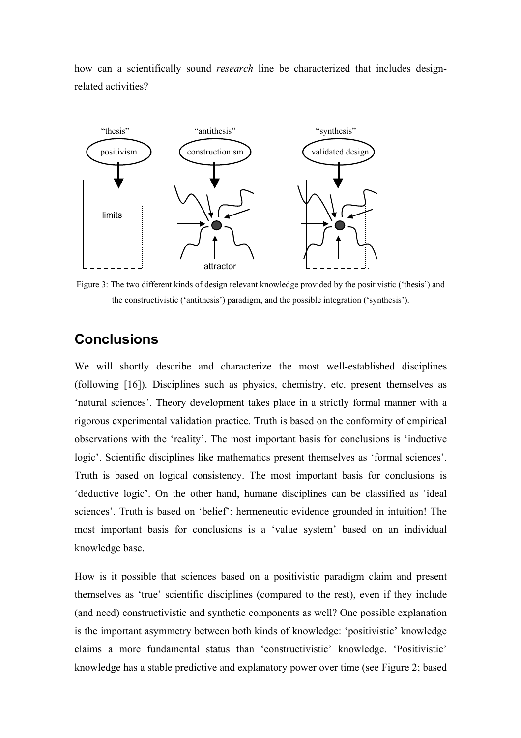how can a scientifically sound *research* line be characterized that includes design-related activities?

Figure 3: The two different kinds of design relevant knowledge provided by the positivistic ('thesis') and the constructivistic ('antithesis') paradigm, and the possible integration ('synthesis').

## Conclusions

We will shortly describe and characterize the most well-established disciplines (following [16]). Disciplines such as physics, chemistry, etc. present themselves as 'natural sciences'. Theory development takes place in a strictly formal manner with a rigorous experimental validation practice. Truth is based on the conformity of empirical observations with the 'reality'. The most important basis for conclusions is 'inductive logic'. Scientific disciplines like mathematics present themselves as 'formal sciences'. Truth is based on logical consistency. The most important basis for conclusions is 'deductive logic'. On the other hand, humane disciplines can be classified as 'ideal sciences'. Truth is based on 'belief': hermeneutic evidence grounded in intuition! The most important basis for conclusions is a 'value system' based on an individual knowledge base.

How is it possible that sciences based on a positivistic paradigm claim and present themselves as 'true' scientific disciplines (compared to the rest), even if they include (and need) constructivistic and synthetic components as well? One possible explanation is the important asymmetry between both kinds of knowledge: 'positivistic' knowledge claims a more fundamental status than 'constructivistic' knowledge. 'Positivistic' knowledge has a stable predictive and explanatory power over time (see Figure 2; based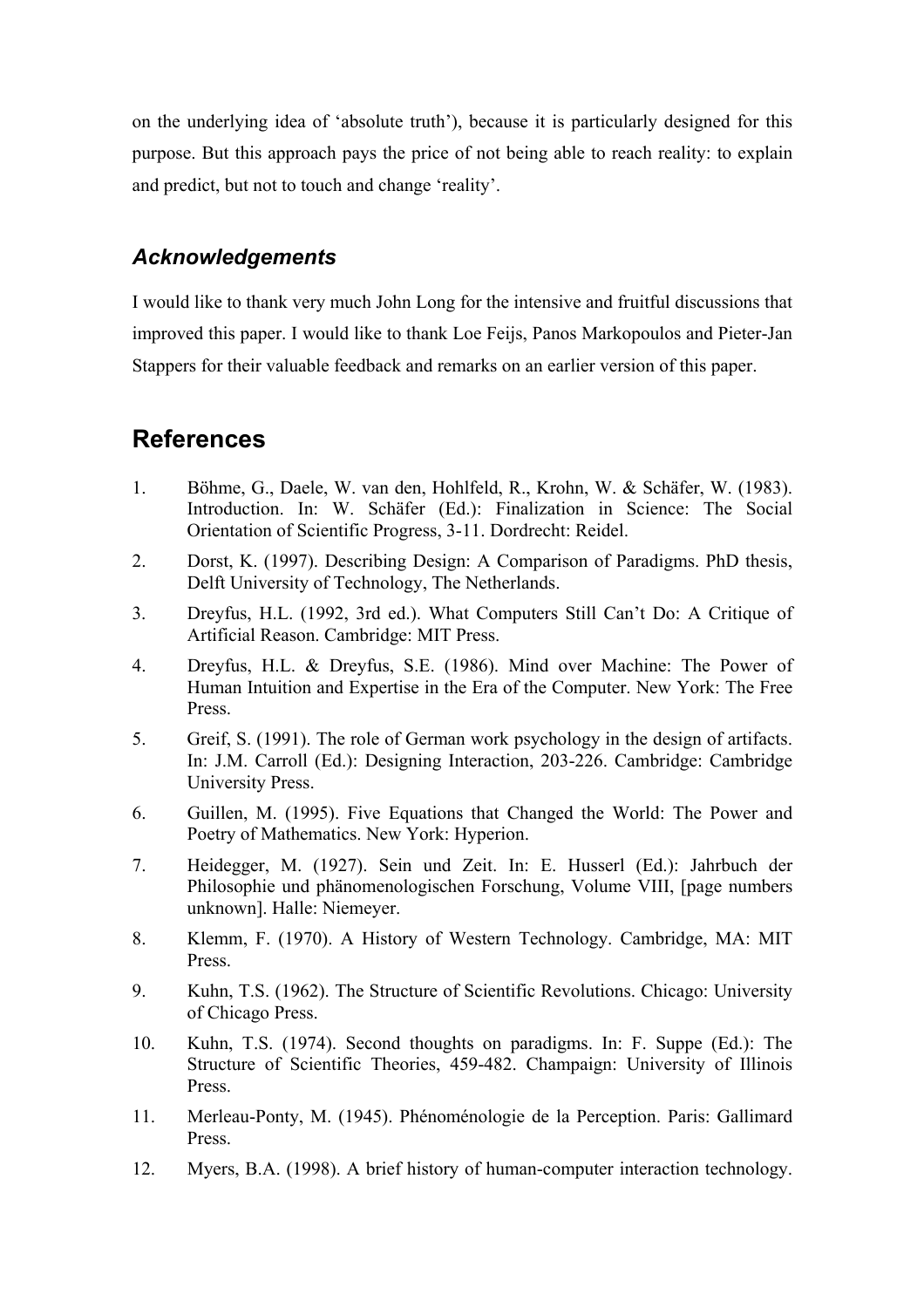on the underlying idea of 'absolute truth'), because it is particularly designed for this purpose. But this approach pays the price of not being able to reach reality: to explain and predict, but not to touch and change 'reality'.

### *Acknowledgements*

I would like to thank very much John Long for the intensive and fruitful discussions that improved this paper. I would like to thank Loe Feijs, Panos Markopoulos and Pieter-Jan Stappers for their valuable feedback and remarks on an earlier version of this paper.

## References

1. Böhme, G., Daele, W. van den, Hohlfeld, R., Krohn, W. & Schäfer, W. (1983). Introduction. In: W. Schäfer (Ed.): Finalization in Science: The Social Orientation of Scientific Progress, 3-11. Dordrecht: Reidel.
2. Dorst, K. (1997). Describing Design: A Comparison of Paradigms. PhD thesis, Delft University of Technology, The Netherlands.
3. Dreyfus, H.L. (1992, 3rd ed.). What Computers Still Can't Do: A Critique of Artificial Reason. Cambridge: MIT Press.
4. Dreyfus, H.L. & Dreyfus, S.E. (1986). Mind over Machine: The Power of Human Intuition and Expertise in the Era of the Computer. New York: The Free Press.
5. Greif, S. (1991). The role of German work psychology in the design of artifacts. In: J.M. Carroll (Ed.): Designing Interaction, 203-226. Cambridge: Cambridge University Press.
6. Guillen, M. (1995). Five Equations that Changed the World: The Power and Poetry of Mathematics. New York: Hyperion.
7. Heidegger, M. (1927). Sein und Zeit. In: E. Husserl (Ed.): Jahrbuch der Philosophie und phänomenologischen Forschung, Volume VIII, [page numbers unknown]. Halle: Niemeyer.
8. Klemm, F. (1970). A History of Western Technology. Cambridge, MA: MIT Press.
9. Kuhn, T.S. (1962). The Structure of Scientific Revolutions. Chicago: University of Chicago Press.
10. Kuhn, T.S. (1974). Second thoughts on paradigms. In: F. Suppe (Ed.): The Structure of Scientific Theories, 459-482. Champaign: University of Illinois Press.
11. Merleau-Ponty, M. (1945). Phénoménologie de la Perception. Paris: Gallimard Press.
12. Myers, B.A. (1998). A brief history of human-computer interaction technology.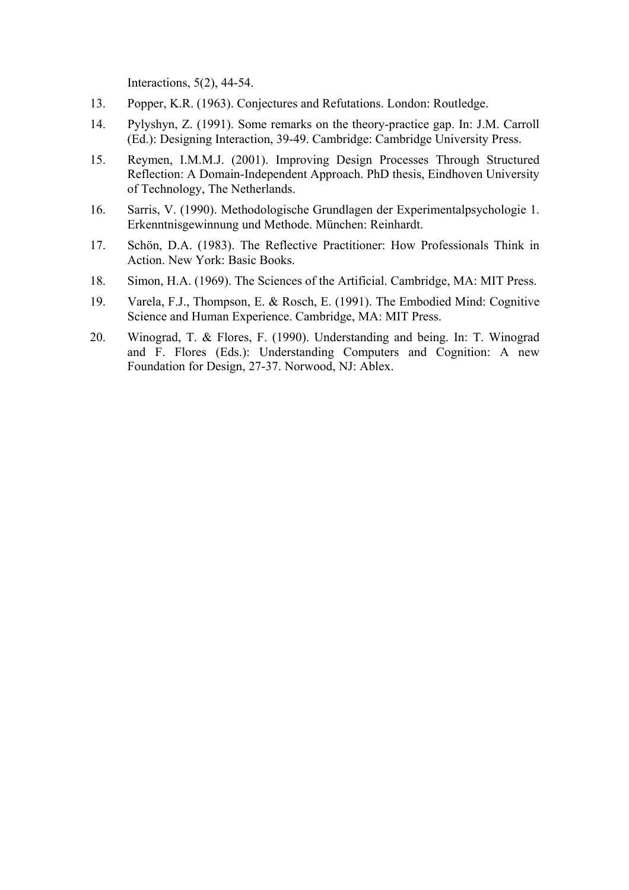Interactions, 5(2), 44-54.

13. Popper, K.R. (1963). Conjectures and Refutations. London: Routledge.
14. Pylyshyn, Z. (1991). Some remarks on the theory-practice gap. In: J.M. Carroll (Ed.): Designing Interaction, 39-49. Cambridge: Cambridge University Press.
15. Reymen, I.M.M.J. (2001). Improving Design Processes Through Structured Reflection: A Domain-Independent Approach. PhD thesis, Eindhoven University of Technology, The Netherlands.
16. Sarris, V. (1990). Methodologische Grundlagen der Experimentalpsychologie 1. Erkenntnisgewinnung und Methode. München: Reinhardt.
17. Schön, D.A. (1983). The Reflective Practitioner: How Professionals Think in Action. New York: Basic Books.
18. Simon, H.A. (1969). The Sciences of the Artificial. Cambridge, MA: MIT Press.
19. Varela, F.J., Thompson, E. & Rosch, E. (1991). The Embodied Mind: Cognitive Science and Human Experience. Cambridge, MA: MIT Press.
20. Winograd, T. & Flores, F. (1990). Understanding and being. In: T. Winograd and F. Flores (Eds.): Understanding Computers and Cognition: A new Foundation for Design, 27-37. Norwood, NJ: Ablex.